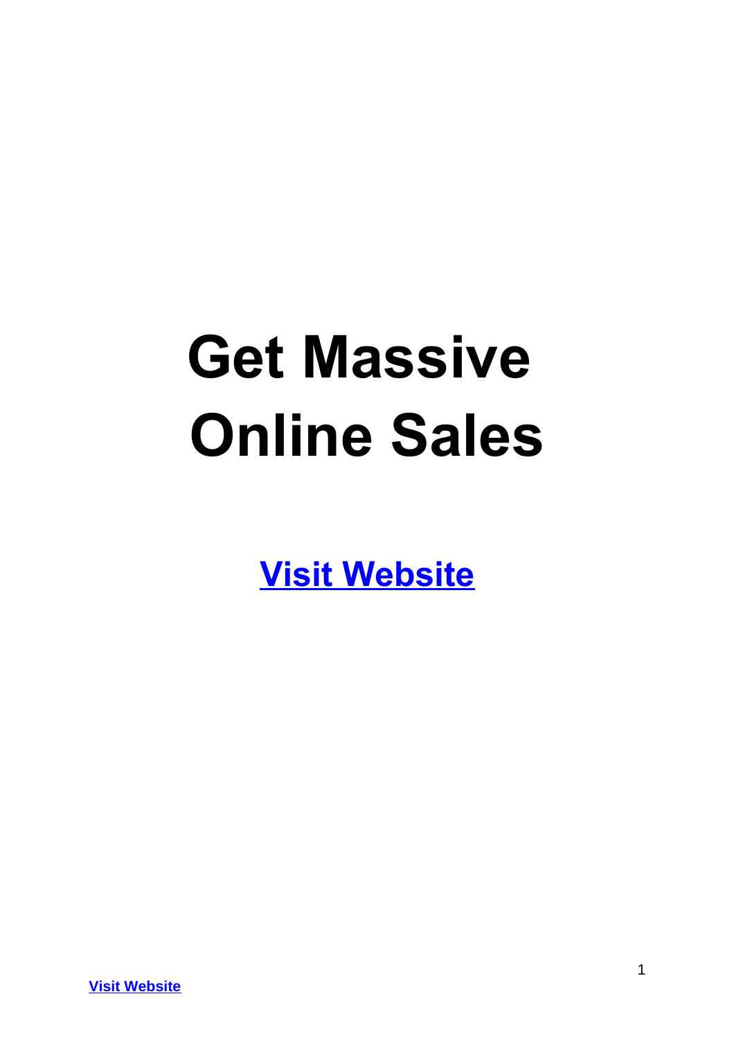# Get Massive Online Sales

**Visit Website**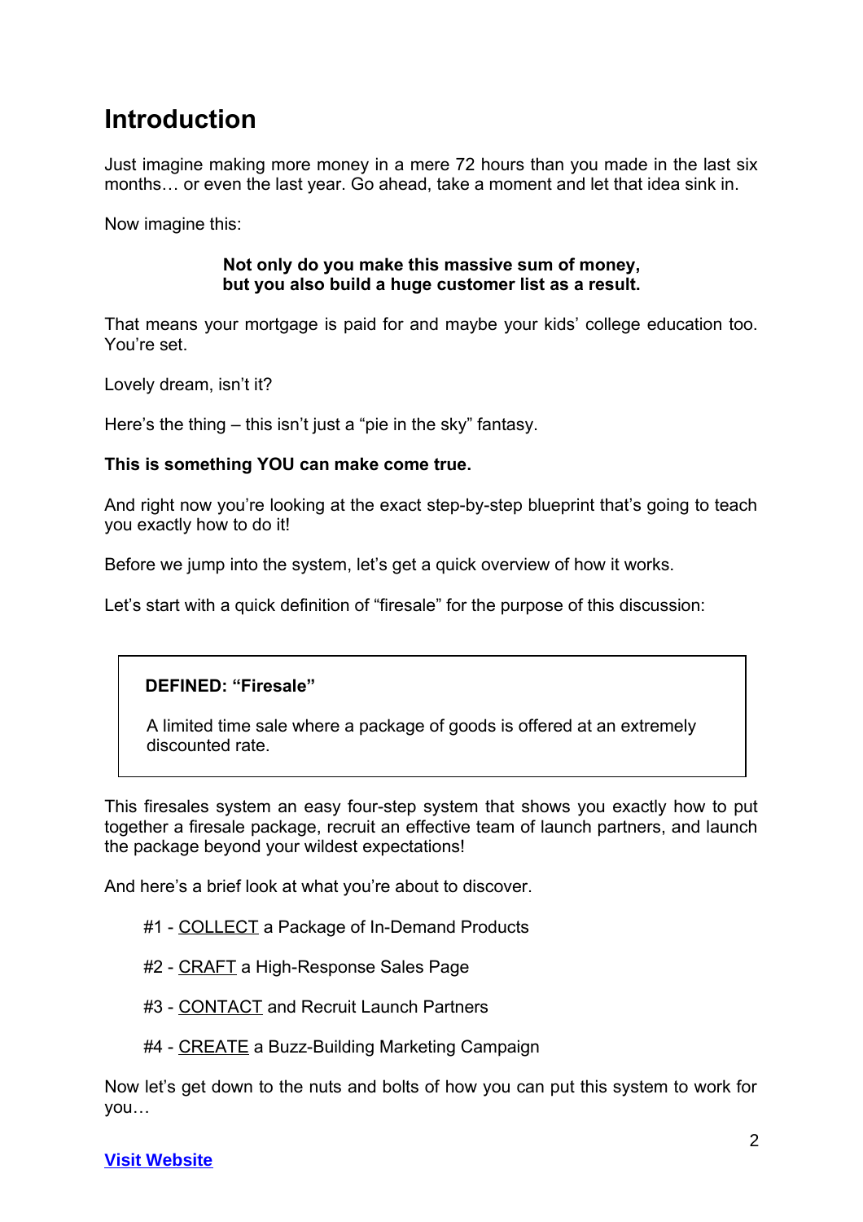# Introduction

Just imagine making more money in a mere 72 hours than you made in the last six months… or even the last year. Go ahead, take a moment and let that idea sink in.

Now imagine this:

**Not only do you make this massive sum of money, but you also build a huge customer list as a result.**

That means your mortgage is paid for and maybe your kids' college education too. You're set.

Lovely dream, isn't it?

Here's the thing – this isn't just a "pie in the sky" fantasy.

**This is something YOU can make come true.**

And right now you're looking at the exact step-by-step blueprint that's going to teach you exactly how to do it!

Before we jump into the system, let's get a quick overview of how it works.

Let's start with a quick definition of "firesale" for the purpose of this discussion:

> **DEFINED: "Firesale"**
>
> A limited time sale where a package of goods is offered at an extremely discounted rate.

This firesales system an easy four-step system that shows you exactly how to put together a firesale package, recruit an effective team of launch partners, and launch the package beyond your wildest expectations!

And here's a brief look at what you're about to discover.

#1 - <u>COLLECT</u> a Package of In-Demand Products

#2 - <u>CRAFT</u> a High-Response Sales Page

#3 - <u>CONTACT</u> and Recruit Launch Partners

#4 - <u>CREATE</u> a Buzz-Building Marketing Campaign

Now let's get down to the nuts and bolts of how you can put this system to work for you…

**Visit Website**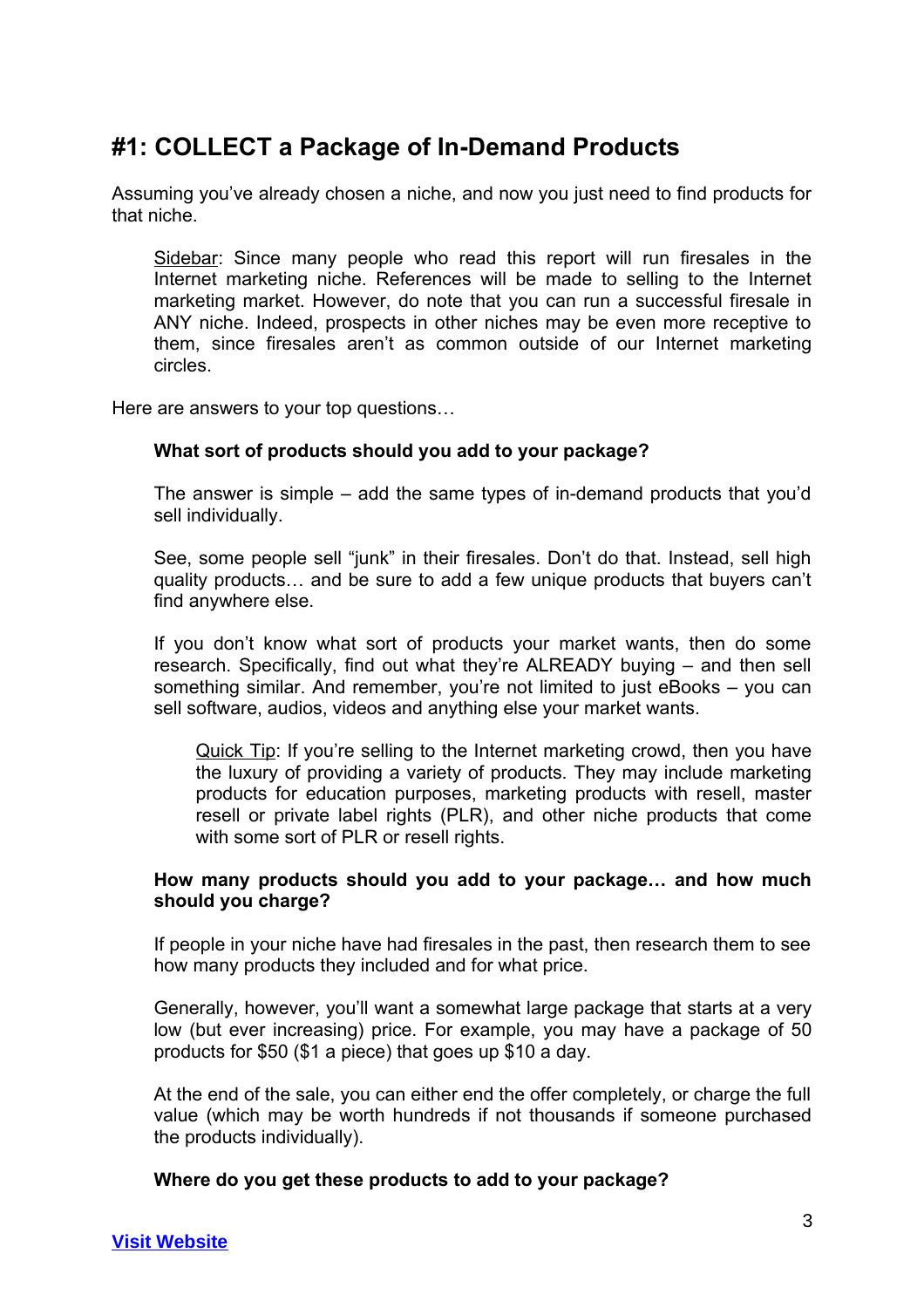## #1: COLLECT a Package of In-Demand Products

Assuming you've already chosen a niche, and now you just need to find products for that niche.

> Sidebar: Since many people who read this report will run firesales in the Internet marketing niche. References will be made to selling to the Internet marketing market. However, do note that you can run a successful firesale in ANY niche. Indeed, prospects in other niches may be even more receptive to them, since firesales aren't as common outside of our Internet marketing circles.

Here are answers to your top questions…

**What sort of products should you add to your package?**

The answer is simple – add the same types of in-demand products that you'd sell individually.

See, some people sell "junk" in their firesales. Don't do that. Instead, sell high quality products… and be sure to add a few unique products that buyers can't find anywhere else.

If you don't know what sort of products your market wants, then do some research. Specifically, find out what they're ALREADY buying – and then sell something similar. And remember, you're not limited to just eBooks – you can sell software, audios, videos and anything else your market wants.

> Quick Tip: If you're selling to the Internet marketing crowd, then you have the luxury of providing a variety of products. They may include marketing products for education purposes, marketing products with resell, master resell or private label rights (PLR), and other niche products that come with some sort of PLR or resell rights.

**How many products should you add to your package… and how much should you charge?**

If people in your niche have had firesales in the past, then research them to see how many products they included and for what price.

Generally, however, you'll want a somewhat large package that starts at a very low (but ever increasing) price. For example, you may have a package of 50 products for $50 ($1 a piece) that goes up $10 a day.

At the end of the sale, you can either end the offer completely, or charge the full value (which may be worth hundreds if not thousands if someone purchased the products individually).

**Where do you get these products to add to your package?**

[Visit Website]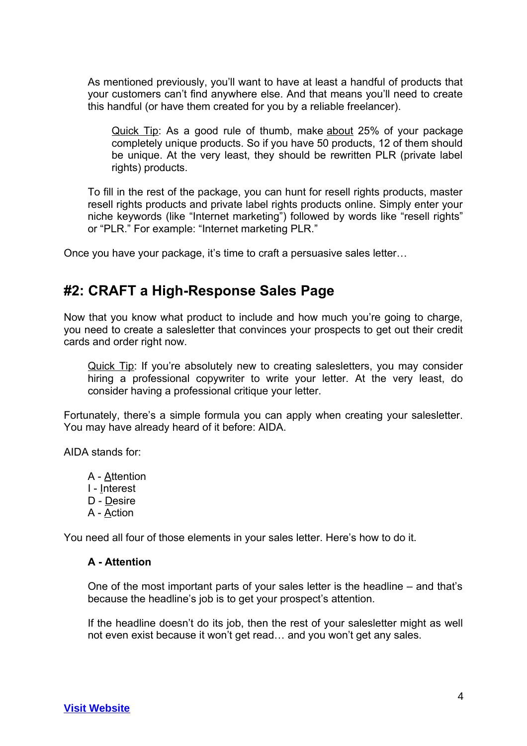As mentioned previously, you'll want to have at least a handful of products that your customers can't find anywhere else. And that means you'll need to create this handful (or have them created for you by a reliable freelancer).

> Quick Tip: As a good rule of thumb, make about 25% of your package completely unique products. So if you have 50 products, 12 of them should be unique. At the very least, they should be rewritten PLR (private label rights) products.

To fill in the rest of the package, you can hunt for resell rights products, master resell rights products and private label rights products online. Simply enter your niche keywords (like "Internet marketing") followed by words like "resell rights" or "PLR." For example: "Internet marketing PLR."

Once you have your package, it's time to craft a persuasive sales letter…

## #2: CRAFT a High-Response Sales Page

Now that you know what product to include and how much you're going to charge, you need to create a salesletter that convinces your prospects to get out their credit cards and order right now.

> Quick Tip: If you're absolutely new to creating salesletters, you may consider hiring a professional copywriter to write your letter. At the very least, do consider having a professional critique your letter.

Fortunately, there's a simple formula you can apply when creating your salesletter. You may have already heard of it before: AIDA.

AIDA stands for:

- A - Attention
- I - Interest
- D - Desire
- A - Action

You need all four of those elements in your sales letter. Here's how to do it.

### A - Attention

One of the most important parts of your sales letter is the headline – and that's because the headline's job is to get your prospect's attention.

If the headline doesn't do its job, then the rest of your salesletter might as well not even exist because it won't get read… and you won't get any sales.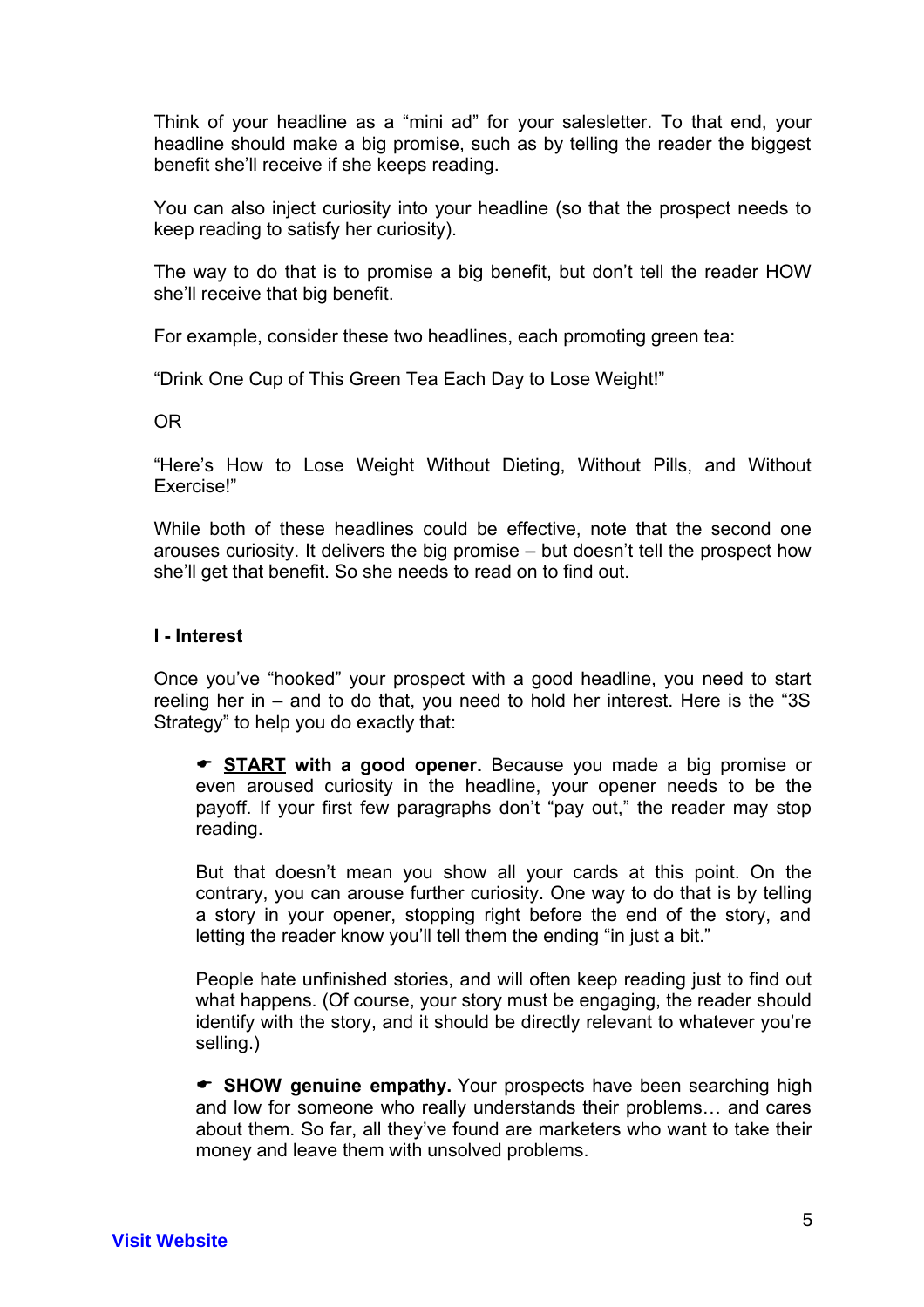Think of your headline as a "mini ad" for your salesletter. To that end, your headline should make a big promise, such as by telling the reader the biggest benefit she'll receive if she keeps reading.

You can also inject curiosity into your headline (so that the prospect needs to keep reading to satisfy her curiosity).

The way to do that is to promise a big benefit, but don't tell the reader HOW she'll receive that big benefit.

For example, consider these two headlines, each promoting green tea:

"Drink One Cup of This Green Tea Each Day to Lose Weight!"

OR

"Here's How to Lose Weight Without Dieting, Without Pills, and Without Exercise!"

While both of these headlines could be effective, note that the second one arouses curiosity. It delivers the big promise – but doesn't tell the prospect how she'll get that benefit. So she needs to read on to find out.

**I - Interest**

Once you've "hooked" your prospect with a good headline, you need to start reeling her in – and to do that, you need to hold her interest. Here is the "3S Strategy" to help you do exactly that:

> ☛ **START with a good opener.** Because you made a big promise or even aroused curiosity in the headline, your opener needs to be the payoff. If your first few paragraphs don't "pay out," the reader may stop reading.
>
> But that doesn't mean you show all your cards at this point. On the contrary, you can arouse further curiosity. One way to do that is by telling a story in your opener, stopping right before the end of the story, and letting the reader know you'll tell them the ending "in just a bit."
>
> People hate unfinished stories, and will often keep reading just to find out what happens. (Of course, your story must be engaging, the reader should identify with the story, and it should be directly relevant to whatever you're selling.)
>
> ☛ **SHOW genuine empathy.** Your prospects have been searching high and low for someone who really understands their problems… and cares about them. So far, all they've found are marketers who want to take their money and leave them with unsolved problems.

Visit Website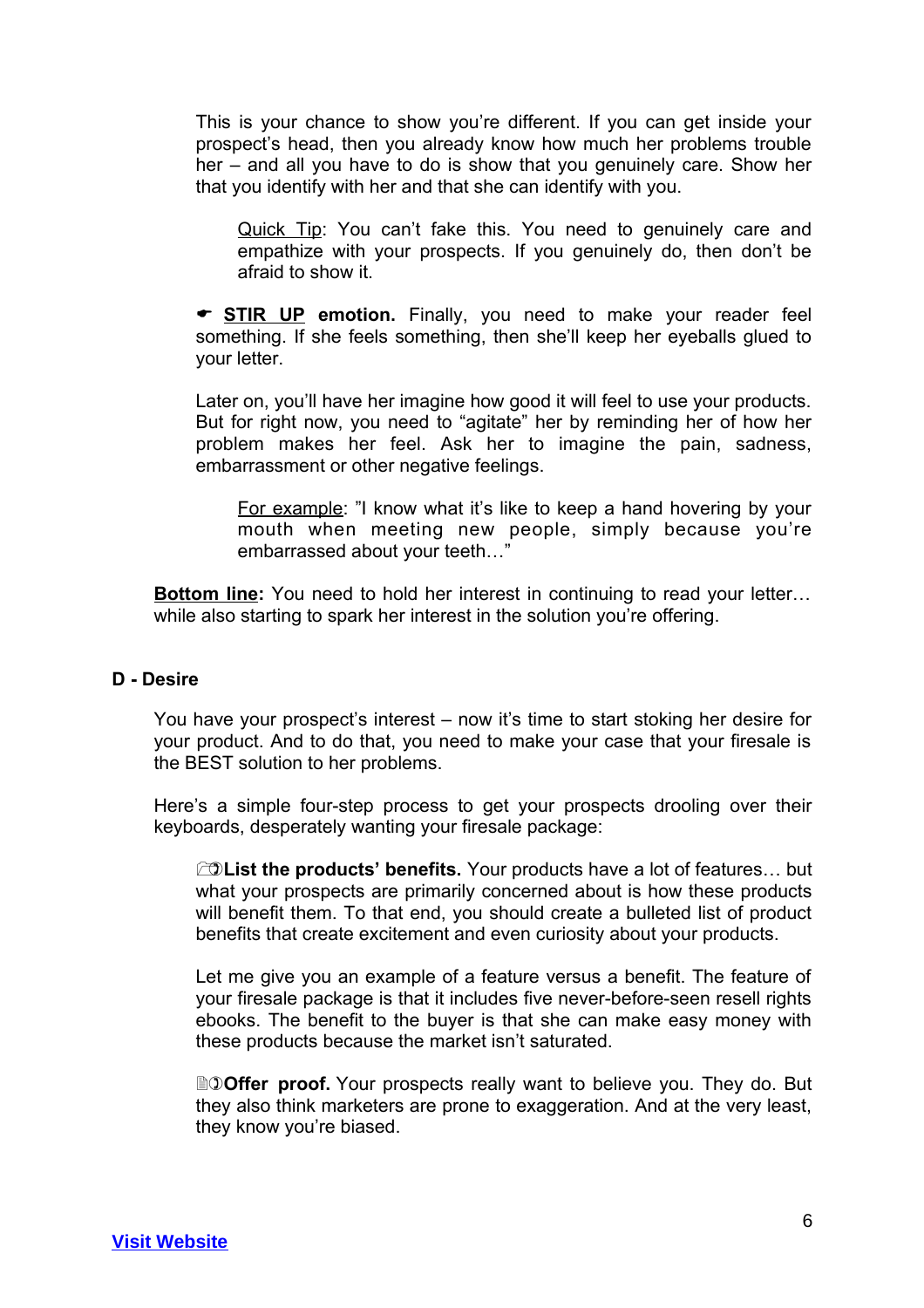This is your chance to show you're different. If you can get inside your prospect's head, then you already know how much her problems trouble her – and all you have to do is show that you genuinely care. Show her that you identify with her and that she can identify with you.

> Quick Tip: You can't fake this. You need to genuinely care and empathize with your prospects. If you genuinely do, then don't be afraid to show it.

☛ **STIR UP emotion.** Finally, you need to make your reader feel something. If she feels something, then she'll keep her eyeballs glued to your letter.

Later on, you'll have her imagine how good it will feel to use your products. But for right now, you need to "agitate" her by reminding her of how her problem makes her feel. Ask her to imagine the pain, sadness, embarrassment or other negative feelings.

> For example: "I know what it's like to keep a hand hovering by your mouth when meeting new people, simply because you're embarrassed about your teeth…"

**Bottom line:** You need to hold her interest in continuing to read your letter… while also starting to spark her interest in the solution you're offering.

## D - Desire

You have your prospect's interest – now it's time to start stoking her desire for your product. And to do that, you need to make your case that your firesale is the BEST solution to her problems.

Here's a simple four-step process to get your prospects drooling over their keyboards, desperately wanting your firesale package:

➀ **List the products' benefits.** Your products have a lot of features… but what your prospects are primarily concerned about is how these products will benefit them. To that end, you should create a bulleted list of product benefits that create excitement and even curiosity about your products.

Let me give you an example of a feature versus a benefit. The feature of your firesale package is that it includes five never-before-seen resell rights ebooks. The benefit to the buyer is that she can make easy money with these products because the market isn't saturated.

➁ **Offer proof.** Your prospects really want to believe you. They do. But they also think marketers are prone to exaggeration. And at the very least, they know you're biased.

Visit Website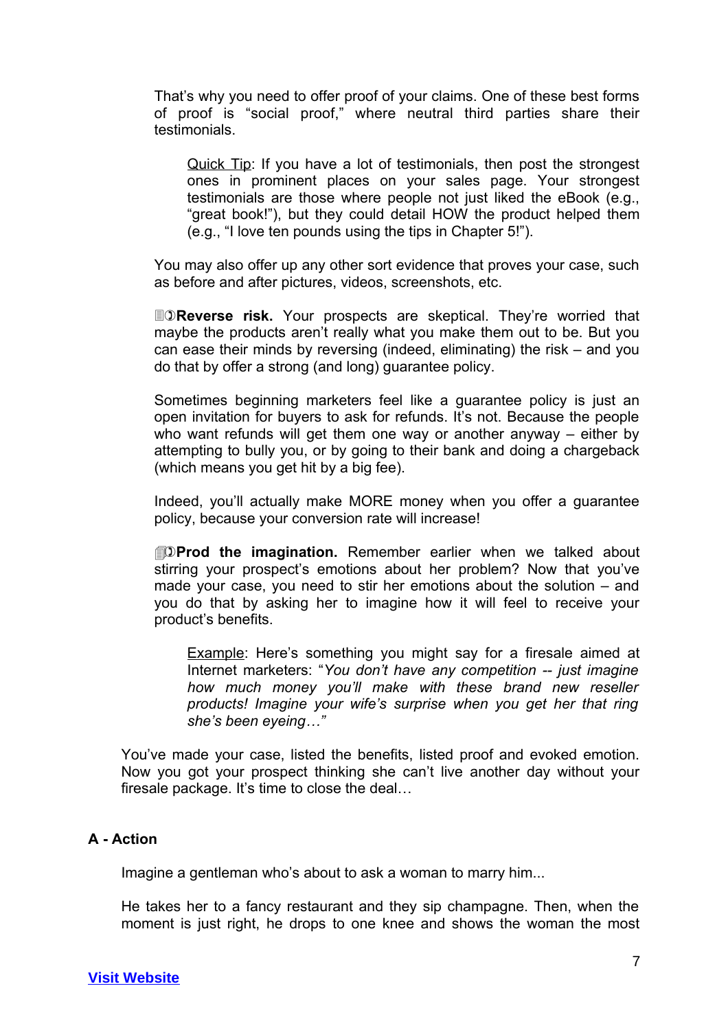That's why you need to offer proof of your claims. One of these best forms of proof is "social proof," where neutral third parties share their testimonials.

> Quick Tip: If you have a lot of testimonials, then post the strongest ones in prominent places on your sales page. Your strongest testimonials are those where people not just liked the eBook (e.g., "great book!"), but they could detail HOW the product helped them (e.g., "I love ten pounds using the tips in Chapter 5!").

You may also offer up any other sort evidence that proves your case, such as before and after pictures, videos, screenshots, etc.

**Reverse risk.** Your prospects are skeptical. They're worried that maybe the products aren't really what you make them out to be. But you can ease their minds by reversing (indeed, eliminating) the risk – and you do that by offer a strong (and long) guarantee policy.

Sometimes beginning marketers feel like a guarantee policy is just an open invitation for buyers to ask for refunds. It's not. Because the people who want refunds will get them one way or another anyway – either by attempting to bully you, or by going to their bank and doing a chargeback (which means you get hit by a big fee).

Indeed, you'll actually make MORE money when you offer a guarantee policy, because your conversion rate will increase!

**Prod the imagination.** Remember earlier when we talked about stirring your prospect's emotions about her problem? Now that you've made your case, you need to stir her emotions about the solution – and you do that by asking her to imagine how it will feel to receive your product's benefits.

> Example: Here's something you might say for a firesale aimed at Internet marketers: "*You don't have any competition -- just imagine how much money you'll make with these brand new reseller products! Imagine your wife's surprise when you get her that ring she's been eyeing…"*

You've made your case, listed the benefits, listed proof and evoked emotion. Now you got your prospect thinking she can't live another day without your firesale package. It's time to close the deal…

## A - Action

Imagine a gentleman who's about to ask a woman to marry him...

He takes her to a fancy restaurant and they sip champagne. Then, when the moment is just right, he drops to one knee and shows the woman the most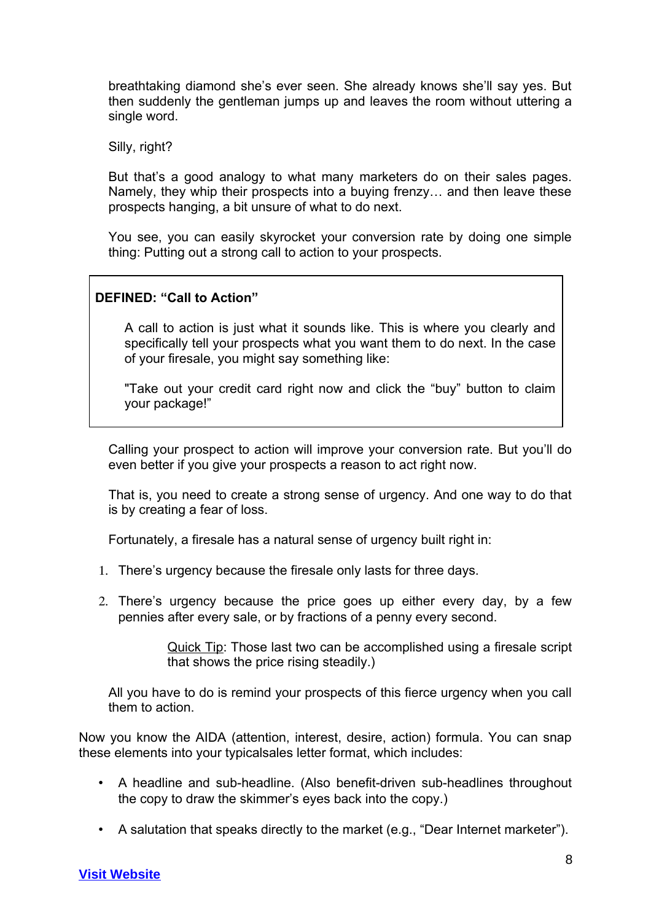breathtaking diamond she's ever seen. She already knows she'll say yes. But then suddenly the gentleman jumps up and leaves the room without uttering a single word.

Silly, right?

But that's a good analogy to what many marketers do on their sales pages. Namely, they whip their prospects into a buying frenzy… and then leave these prospects hanging, a bit unsure of what to do next.

You see, you can easily skyrocket your conversion rate by doing one simple thing: Putting out a strong call to action to your prospects.

> **DEFINED: "Call to Action"**
>
> A call to action is just what it sounds like. This is where you clearly and specifically tell your prospects what you want them to do next. In the case of your firesale, you might say something like:
>
> "Take out your credit card right now and click the "buy" button to claim your package!"

Calling your prospect to action will improve your conversion rate. But you'll do even better if you give your prospects a reason to act right now.

That is, you need to create a strong sense of urgency. And one way to do that is by creating a fear of loss.

Fortunately, a firesale has a natural sense of urgency built right in:

1. There's urgency because the firesale only lasts for three days.
2. There's urgency because the price goes up either every day, by a few pennies after every sale, or by fractions of a penny every second.

   Quick Tip: Those last two can be accomplished using a firesale script that shows the price rising steadily.)

All you have to do is remind your prospects of this fierce urgency when you call them to action.

Now you know the AIDA (attention, interest, desire, action) formula. You can snap these elements into your typicalsales letter format, which includes:

- A headline and sub-headline. (Also benefit-driven sub-headlines throughout the copy to draw the skimmer's eyes back into the copy.)
- A salutation that speaks directly to the market (e.g., "Dear Internet marketer").

Visit Website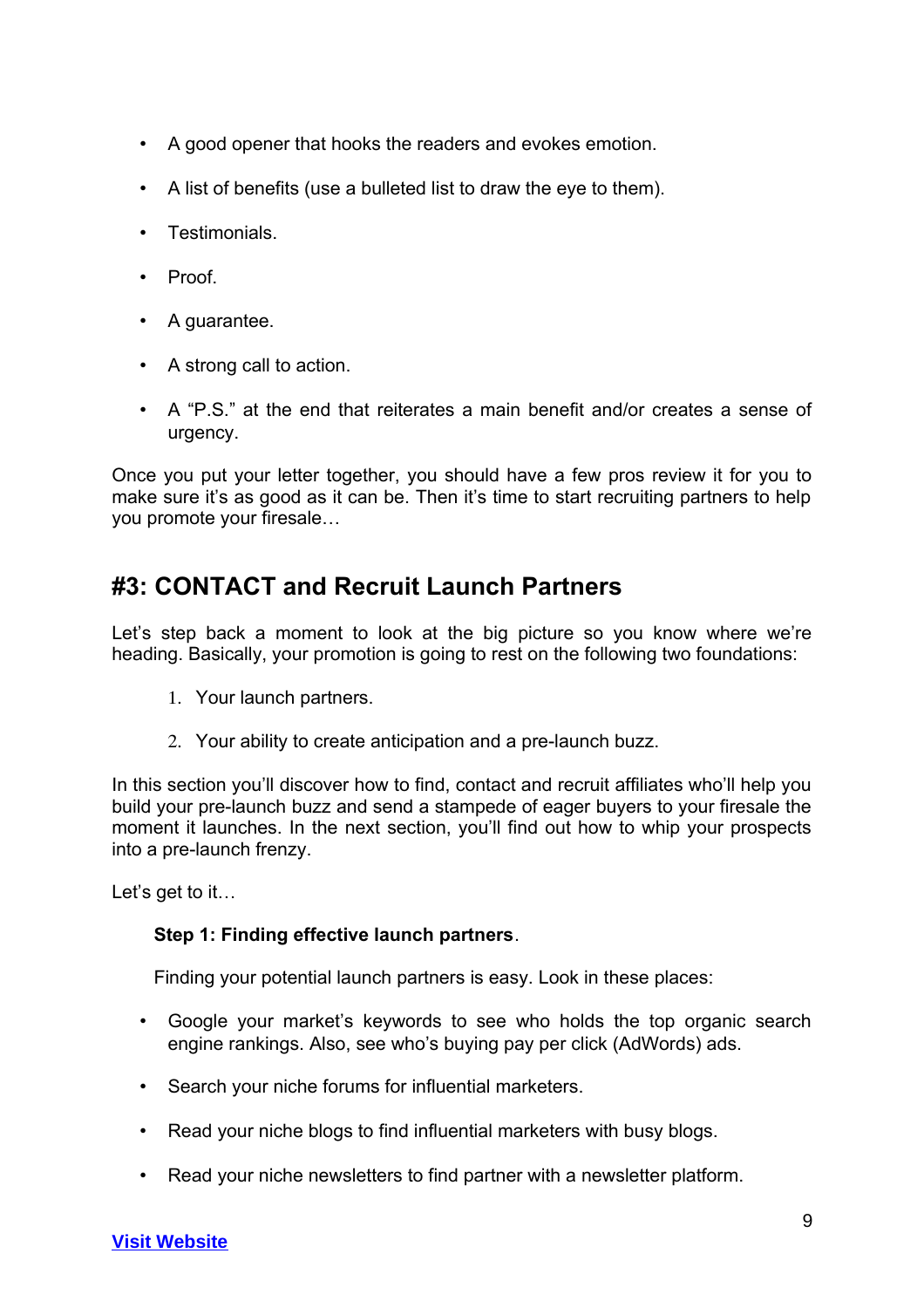- A good opener that hooks the readers and evokes emotion.
- A list of benefits (use a bulleted list to draw the eye to them).
- Testimonials.
- Proof.
- A guarantee.
- A strong call to action.
- A "P.S." at the end that reiterates a main benefit and/or creates a sense of urgency.

Once you put your letter together, you should have a few pros review it for you to make sure it's as good as it can be. Then it's time to start recruiting partners to help you promote your firesale…

## #3: CONTACT and Recruit Launch Partners

Let's step back a moment to look at the big picture so you know where we're heading. Basically, your promotion is going to rest on the following two foundations:

1. Your launch partners.
2. Your ability to create anticipation and a pre-launch buzz.

In this section you'll discover how to find, contact and recruit affiliates who'll help you build your pre-launch buzz and send a stampede of eager buyers to your firesale the moment it launches. In the next section, you'll find out how to whip your prospects into a pre-launch frenzy.

Let's get to it…

**Step 1: Finding effective launch partners**.

Finding your potential launch partners is easy. Look in these places:

- Google your market's keywords to see who holds the top organic search engine rankings. Also, see who's buying pay per click (AdWords) ads.
- Search your niche forums for influential marketers.
- Read your niche blogs to find influential marketers with busy blogs.
- Read your niche newsletters to find partner with a newsletter platform.

[Visit Website]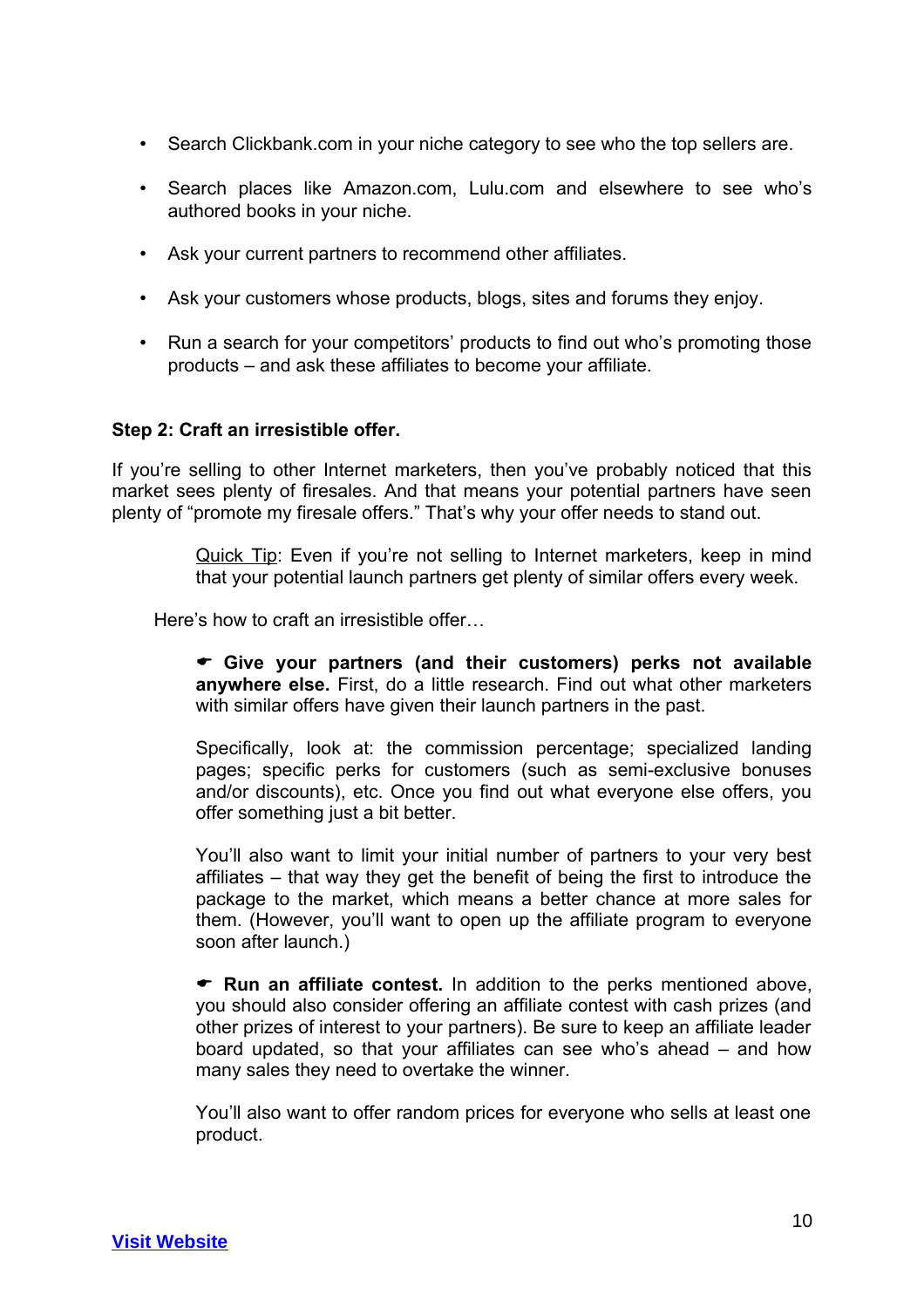- Search Clickbank.com in your niche category to see who the top sellers are.
- Search places like Amazon.com, Lulu.com and elsewhere to see who's authored books in your niche.
- Ask your current partners to recommend other affiliates.
- Ask your customers whose products, blogs, sites and forums they enjoy.
- Run a search for your competitors' products to find out who's promoting those products – and ask these affiliates to become your affiliate.

**Step 2: Craft an irresistible offer.**

If you're selling to other Internet marketers, then you've probably noticed that this market sees plenty of firesales. And that means your potential partners have seen plenty of "promote my firesale offers." That's why your offer needs to stand out.

> Quick Tip: Even if you're not selling to Internet marketers, keep in mind that your potential launch partners get plenty of similar offers every week.

Here's how to craft an irresistible offer…

☛ **Give your partners (and their customers) perks not available anywhere else.** First, do a little research. Find out what other marketers with similar offers have given their launch partners in the past.

Specifically, look at: the commission percentage; specialized landing pages; specific perks for customers (such as semi-exclusive bonuses and/or discounts), etc. Once you find out what everyone else offers, you offer something just a bit better.

You'll also want to limit your initial number of partners to your very best affiliates – that way they get the benefit of being the first to introduce the package to the market, which means a better chance at more sales for them. (However, you'll want to open up the affiliate program to everyone soon after launch.)

☛ **Run an affiliate contest.** In addition to the perks mentioned above, you should also consider offering an affiliate contest with cash prizes (and other prizes of interest to your partners). Be sure to keep an affiliate leader board updated, so that your affiliates can see who's ahead – and how many sales they need to overtake the winner.

You'll also want to offer random prices for everyone who sells at least one product.

**Visit Website**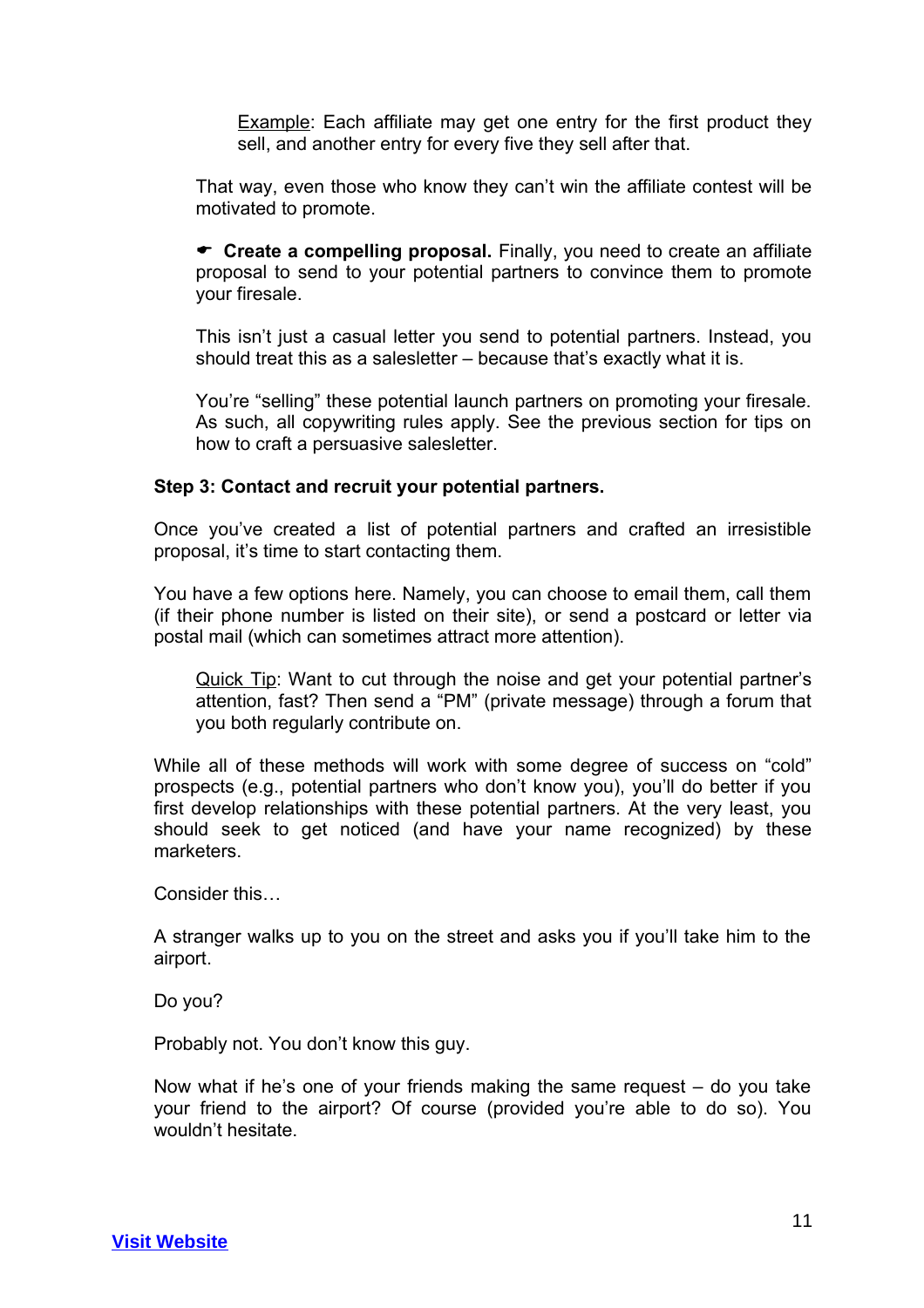<u>Example</u>: Each affiliate may get one entry for the first product they sell, and another entry for every five they sell after that.

That way, even those who know they can't win the affiliate contest will be motivated to promote.

☛ **Create a compelling proposal.** Finally, you need to create an affiliate proposal to send to your potential partners to convince them to promote your firesale.

This isn't just a casual letter you send to potential partners. Instead, you should treat this as a salesletter – because that's exactly what it is.

You're "selling" these potential launch partners on promoting your firesale. As such, all copywriting rules apply. See the previous section for tips on how to craft a persuasive salesletter.

**Step 3: Contact and recruit your potential partners.**

Once you've created a list of potential partners and crafted an irresistible proposal, it's time to start contacting them.

You have a few options here. Namely, you can choose to email them, call them (if their phone number is listed on their site), or send a postcard or letter via postal mail (which can sometimes attract more attention).

<u>Quick Tip</u>: Want to cut through the noise and get your potential partner's attention, fast? Then send a "PM" (private message) through a forum that you both regularly contribute on.

While all of these methods will work with some degree of success on "cold" prospects (e.g., potential partners who don't know you), you'll do better if you first develop relationships with these potential partners. At the very least, you should seek to get noticed (and have your name recognized) by these marketers.

Consider this…

A stranger walks up to you on the street and asks you if you'll take him to the airport.

Do you?

Probably not. You don't know this guy.

Now what if he's one of your friends making the same request – do you take your friend to the airport? Of course (provided you're able to do so). You wouldn't hesitate.

Visit Website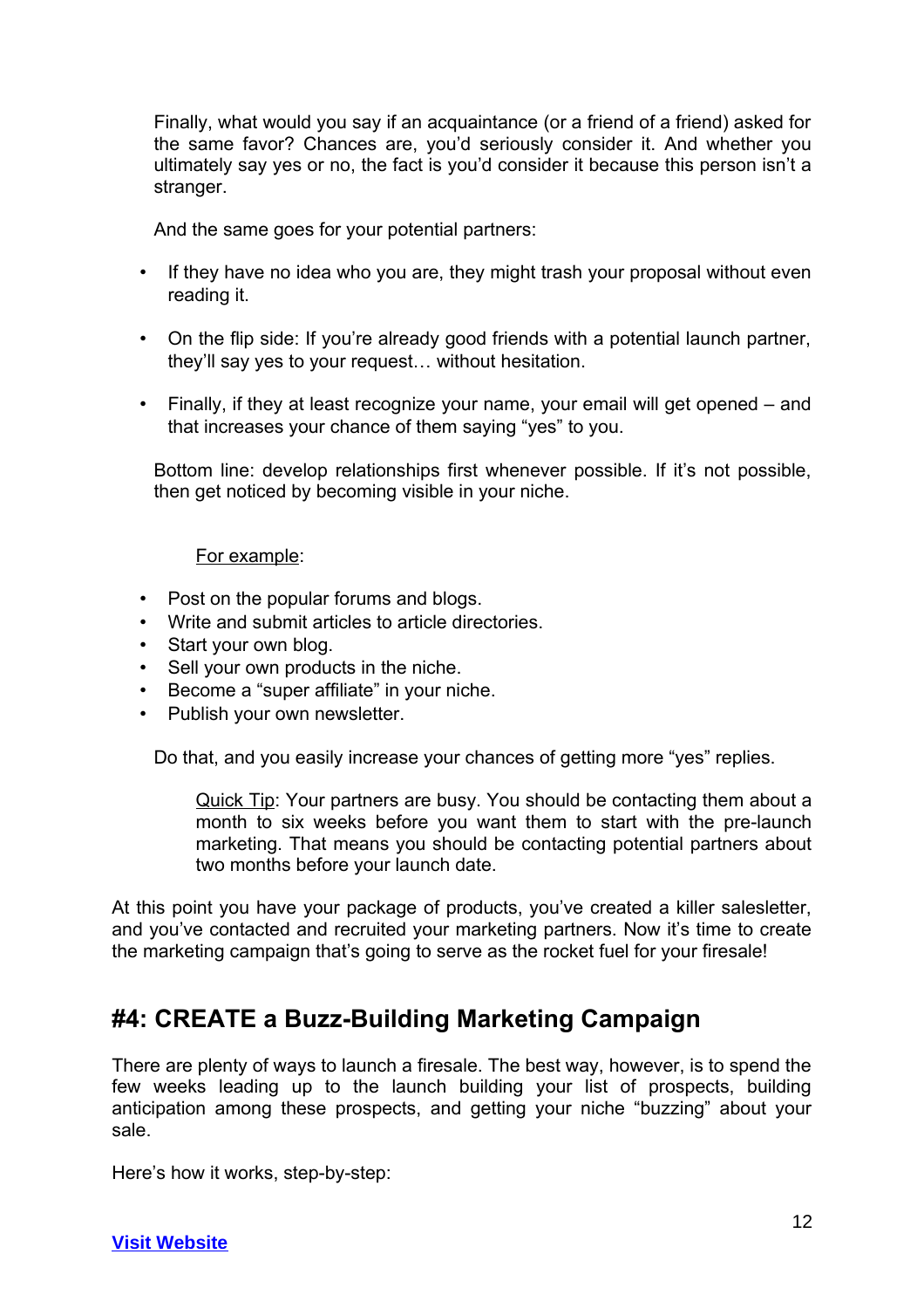Finally, what would you say if an acquaintance (or a friend of a friend) asked for the same favor? Chances are, you'd seriously consider it. And whether you ultimately say yes or no, the fact is you'd consider it because this person isn't a stranger.

And the same goes for your potential partners:

- If they have no idea who you are, they might trash your proposal without even reading it.
- On the flip side: If you're already good friends with a potential launch partner, they'll say yes to your request… without hesitation.
- Finally, if they at least recognize your name, your email will get opened – and that increases your chance of them saying "yes" to you.

Bottom line: develop relationships first whenever possible. If it's not possible, then get noticed by becoming visible in your niche.

<u>For example</u>:

- Post on the popular forums and blogs.
- Write and submit articles to article directories.
- Start your own blog.
- Sell your own products in the niche.
- Become a "super affiliate" in your niche.
- Publish your own newsletter.

Do that, and you easily increase your chances of getting more "yes" replies.

> <u>Quick Tip</u>: Your partners are busy. You should be contacting them about a month to six weeks before you want them to start with the pre-launch marketing. That means you should be contacting potential partners about two months before your launch date.

At this point you have your package of products, you've created a killer salesletter, and you've contacted and recruited your marketing partners. Now it's time to create the marketing campaign that's going to serve as the rocket fuel for your firesale!

## #4: CREATE a Buzz-Building Marketing Campaign

There are plenty of ways to launch a firesale. The best way, however, is to spend the few weeks leading up to the launch building your list of prospects, building anticipation among these prospects, and getting your niche "buzzing" about your sale.

Here's how it works, step-by-step:

**Visit Website**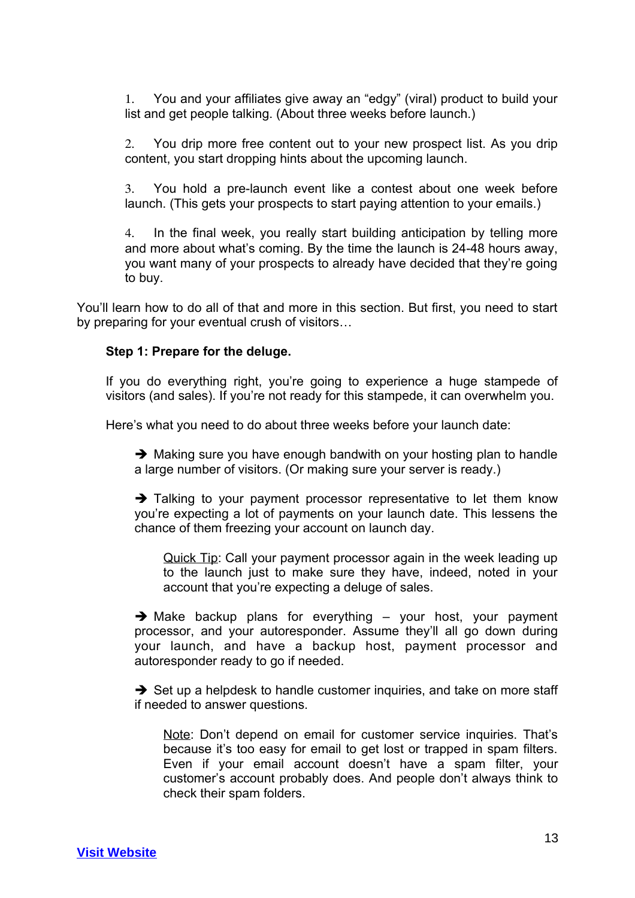1. You and your affiliates give away an "edgy" (viral) product to build your list and get people talking. (About three weeks before launch.)

2. You drip more free content out to your new prospect list. As you drip content, you start dropping hints about the upcoming launch.

3. You hold a pre-launch event like a contest about one week before launch. (This gets your prospects to start paying attention to your emails.)

4. In the final week, you really start building anticipation by telling more and more about what's coming. By the time the launch is 24-48 hours away, you want many of your prospects to already have decided that they're going to buy.

You'll learn how to do all of that and more in this section. But first, you need to start by preparing for your eventual crush of visitors…

**Step 1: Prepare for the deluge.**

If you do everything right, you're going to experience a huge stampede of visitors (and sales). If you're not ready for this stampede, it can overwhelm you.

Here's what you need to do about three weeks before your launch date:

➔ Making sure you have enough bandwith on your hosting plan to handle a large number of visitors. (Or making sure your server is ready.)

➔ Talking to your payment processor representative to let them know you're expecting a lot of payments on your launch date. This lessens the chance of them freezing your account on launch day.

> Quick Tip: Call your payment processor again in the week leading up to the launch just to make sure they have, indeed, noted in your account that you're expecting a deluge of sales.

➔ Make backup plans for everything – your host, your payment processor, and your autoresponder. Assume they'll all go down during your launch, and have a backup host, payment processor and autoresponder ready to go if needed.

➔ Set up a helpdesk to handle customer inquiries, and take on more staff if needed to answer questions.

> Note: Don't depend on email for customer service inquiries. That's because it's too easy for email to get lost or trapped in spam filters. Even if your email account doesn't have a spam filter, your customer's account probably does. And people don't always think to check their spam folders.

**Visit Website**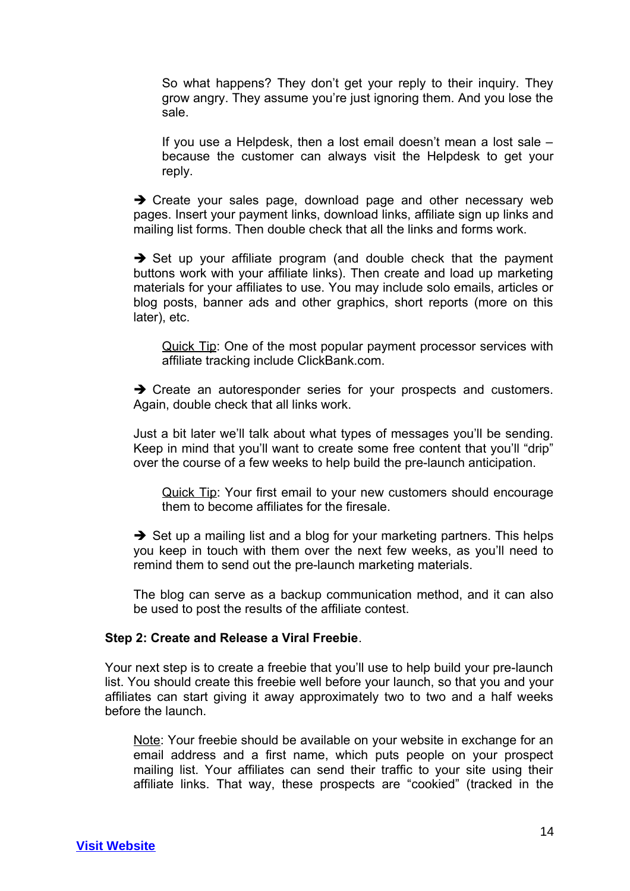So what happens? They don't get your reply to their inquiry. They grow angry. They assume you're just ignoring them. And you lose the sale.

If you use a Helpdesk, then a lost email doesn't mean a lost sale – because the customer can always visit the Helpdesk to get your reply.

➔ Create your sales page, download page and other necessary web pages. Insert your payment links, download links, affiliate sign up links and mailing list forms. Then double check that all the links and forms work.

➔ Set up your affiliate program (and double check that the payment buttons work with your affiliate links). Then create and load up marketing materials for your affiliates to use. You may include solo emails, articles or blog posts, banner ads and other graphics, short reports (more on this later), etc.

Quick Tip: One of the most popular payment processor services with affiliate tracking include ClickBank.com.

➔ Create an autoresponder series for your prospects and customers. Again, double check that all links work.

Just a bit later we'll talk about what types of messages you'll be sending. Keep in mind that you'll want to create some free content that you'll "drip" over the course of a few weeks to help build the pre-launch anticipation.

Quick Tip: Your first email to your new customers should encourage them to become affiliates for the firesale.

➔ Set up a mailing list and a blog for your marketing partners. This helps you keep in touch with them over the next few weeks, as you'll need to remind them to send out the pre-launch marketing materials.

The blog can serve as a backup communication method, and it can also be used to post the results of the affiliate contest.

**Step 2: Create and Release a Viral Freebie**.

Your next step is to create a freebie that you'll use to help build your pre-launch list. You should create this freebie well before your launch, so that you and your affiliates can start giving it away approximately two to two and a half weeks before the launch.

Note: Your freebie should be available on your website in exchange for an email address and a first name, which puts people on your prospect mailing list. Your affiliates can send their traffic to your site using their affiliate links. That way, these prospects are "cookied" (tracked in the

[Visit Website]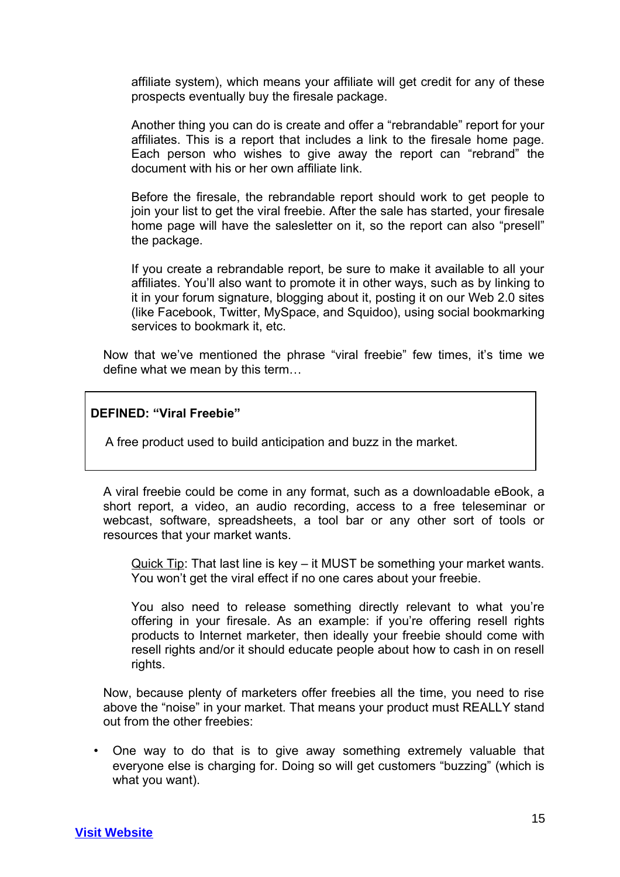affiliate system), which means your affiliate will get credit for any of these prospects eventually buy the firesale package.

Another thing you can do is create and offer a "rebrandable" report for your affiliates. This is a report that includes a link to the firesale home page. Each person who wishes to give away the report can "rebrand" the document with his or her own affiliate link.

Before the firesale, the rebrandable report should work to get people to join your list to get the viral freebie. After the sale has started, your firesale home page will have the salesletter on it, so the report can also "presell" the package.

If you create a rebrandable report, be sure to make it available to all your affiliates. You'll also want to promote it in other ways, such as by linking to it in your forum signature, blogging about it, posting it on our Web 2.0 sites (like Facebook, Twitter, MySpace, and Squidoo), using social bookmarking services to bookmark it, etc.

Now that we've mentioned the phrase "viral freebie" few times, it's time we define what we mean by this term…

**DEFINED: "Viral Freebie"**

A free product used to build anticipation and buzz in the market.

A viral freebie could be come in any format, such as a downloadable eBook, a short report, a video, an audio recording, access to a free teleseminar or webcast, software, spreadsheets, a tool bar or any other sort of tools or resources that your market wants.

<u>Quick Tip</u>: That last line is key – it MUST be something your market wants. You won't get the viral effect if no one cares about your freebie.

You also need to release something directly relevant to what you're offering in your firesale. As an example: if you're offering resell rights products to Internet marketer, then ideally your freebie should come with resell rights and/or it should educate people about how to cash in on resell rights.

Now, because plenty of marketers offer freebies all the time, you need to rise above the "noise" in your market. That means your product must REALLY stand out from the other freebies:

- One way to do that is to give away something extremely valuable that everyone else is charging for. Doing so will get customers "buzzing" (which is what you want).

Visit Website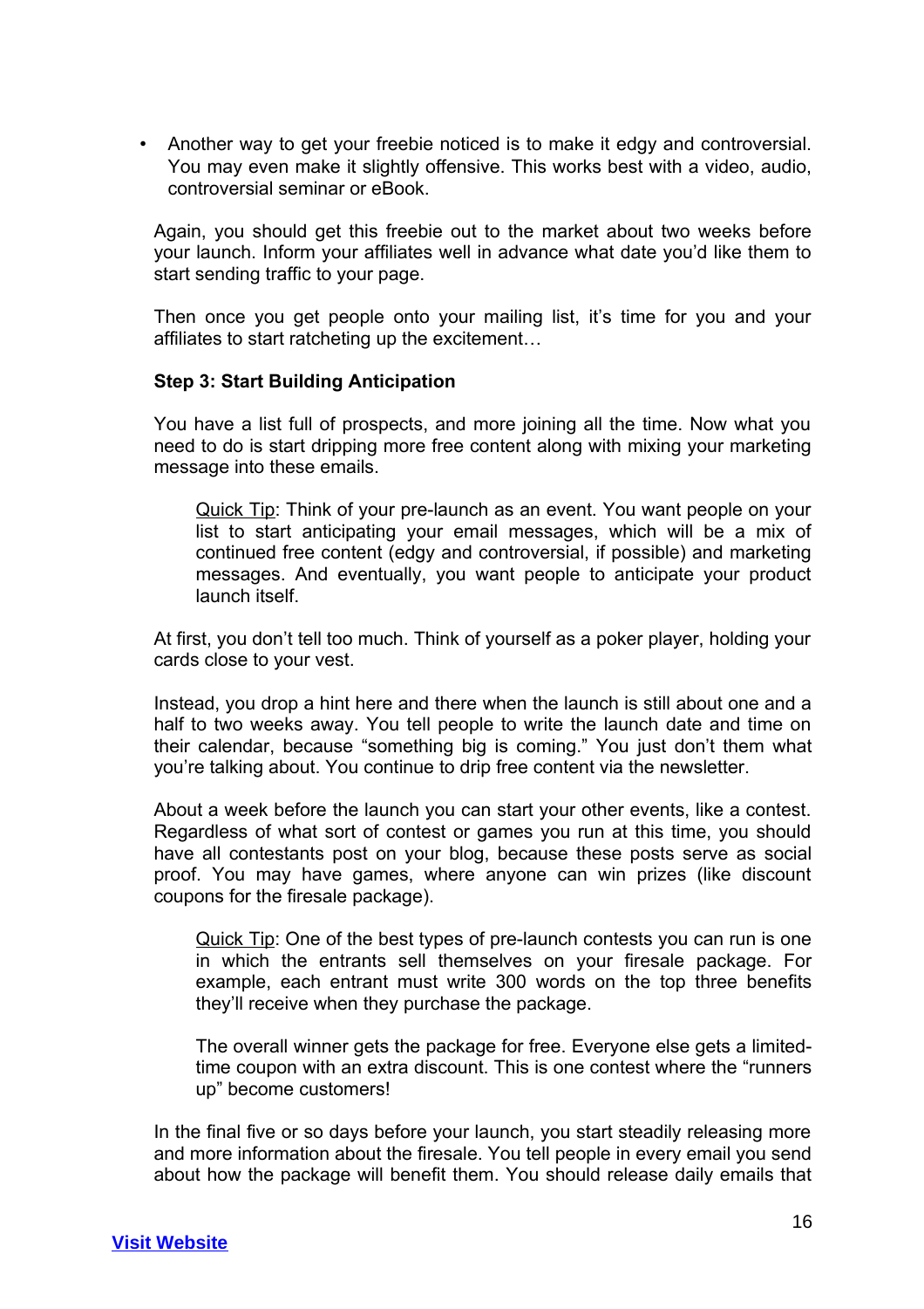- Another way to get your freebie noticed is to make it edgy and controversial. You may even make it slightly offensive. This works best with a video, audio, controversial seminar or eBook.

Again, you should get this freebie out to the market about two weeks before your launch. Inform your affiliates well in advance what date you'd like them to start sending traffic to your page.

Then once you get people onto your mailing list, it's time for you and your affiliates to start ratcheting up the excitement…

**Step 3: Start Building Anticipation**

You have a list full of prospects, and more joining all the time. Now what you need to do is start dripping more free content along with mixing your marketing message into these emails.

> Quick Tip: Think of your pre-launch as an event. You want people on your list to start anticipating your email messages, which will be a mix of continued free content (edgy and controversial, if possible) and marketing messages. And eventually, you want people to anticipate your product launch itself.

At first, you don't tell too much. Think of yourself as a poker player, holding your cards close to your vest.

Instead, you drop a hint here and there when the launch is still about one and a half to two weeks away. You tell people to write the launch date and time on their calendar, because "something big is coming." You just don't them what you're talking about. You continue to drip free content via the newsletter.

About a week before the launch you can start your other events, like a contest. Regardless of what sort of contest or games you run at this time, you should have all contestants post on your blog, because these posts serve as social proof. You may have games, where anyone can win prizes (like discount coupons for the firesale package).

> Quick Tip: One of the best types of pre-launch contests you can run is one in which the entrants sell themselves on your firesale package. For example, each entrant must write 300 words on the top three benefits they'll receive when they purchase the package.
>
> The overall winner gets the package for free. Everyone else gets a limited-time coupon with an extra discount. This is one contest where the "runners up" become customers!

In the final five or so days before your launch, you start steadily releasing more and more information about the firesale. You tell people in every email you send about how the package will benefit them. You should release daily emails that

[Visit Website]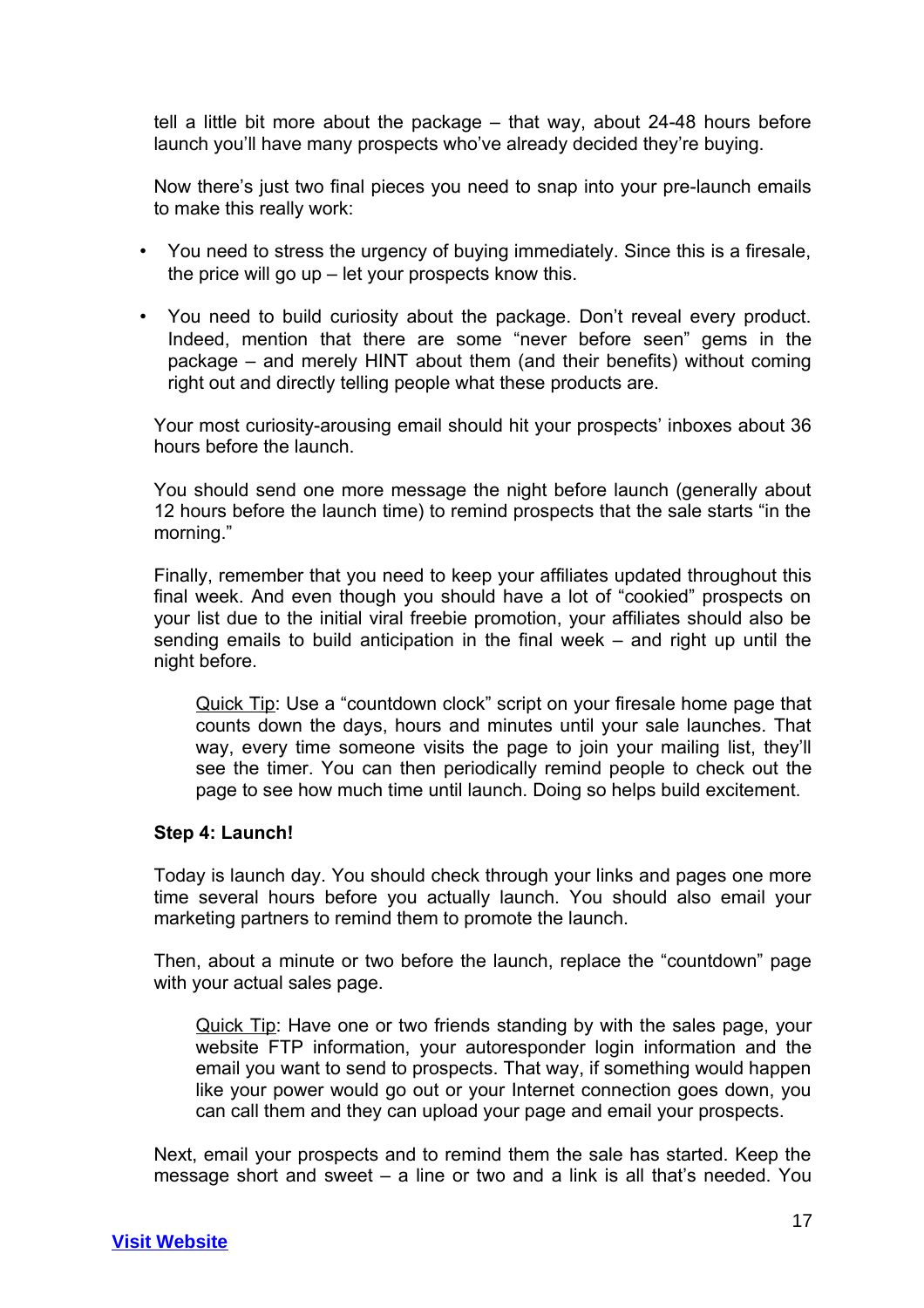tell a little bit more about the package – that way, about 24-48 hours before launch you'll have many prospects who've already decided they're buying.

Now there's just two final pieces you need to snap into your pre-launch emails to make this really work:

- You need to stress the urgency of buying immediately. Since this is a firesale, the price will go up – let your prospects know this.
- You need to build curiosity about the package. Don't reveal every product. Indeed, mention that there are some "never before seen" gems in the package – and merely HINT about them (and their benefits) without coming right out and directly telling people what these products are.

Your most curiosity-arousing email should hit your prospects' inboxes about 36 hours before the launch.

You should send one more message the night before launch (generally about 12 hours before the launch time) to remind prospects that the sale starts "in the morning."

Finally, remember that you need to keep your affiliates updated throughout this final week. And even though you should have a lot of "cookied" prospects on your list due to the initial viral freebie promotion, your affiliates should also be sending emails to build anticipation in the final week – and right up until the night before.

> Quick Tip: Use a "countdown clock" script on your firesale home page that counts down the days, hours and minutes until your sale launches. That way, every time someone visits the page to join your mailing list, they'll see the timer. You can then periodically remind people to check out the page to see how much time until launch. Doing so helps build excitement.

**Step 4: Launch!**

Today is launch day. You should check through your links and pages one more time several hours before you actually launch. You should also email your marketing partners to remind them to promote the launch.

Then, about a minute or two before the launch, replace the "countdown" page with your actual sales page.

> Quick Tip: Have one or two friends standing by with the sales page, your website FTP information, your autoresponder login information and the email you want to send to prospects. That way, if something would happen like your power would go out or your Internet connection goes down, you can call them and they can upload your page and email your prospects.

Next, email your prospects and to remind them the sale has started. Keep the message short and sweet – a line or two and a link is all that's needed. You

[Visit Website]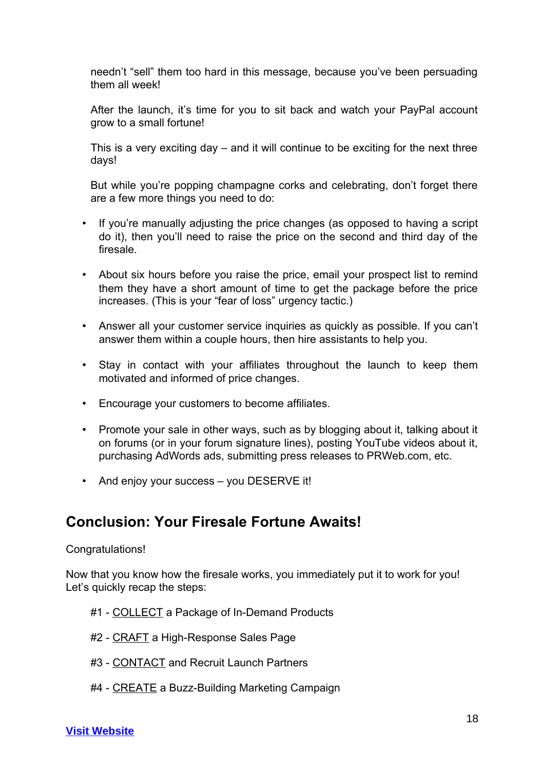needn't "sell" them too hard in this message, because you've been persuading them all week!

After the launch, it's time for you to sit back and watch your PayPal account grow to a small fortune!

This is a very exciting day – and it will continue to be exciting for the next three days!

But while you're popping champagne corks and celebrating, don't forget there are a few more things you need to do:

- If you're manually adjusting the price changes (as opposed to having a script do it), then you'll need to raise the price on the second and third day of the firesale.
- About six hours before you raise the price, email your prospect list to remind them they have a short amount of time to get the package before the price increases. (This is your "fear of loss" urgency tactic.)
- Answer all your customer service inquiries as quickly as possible. If you can't answer them within a couple hours, then hire assistants to help you.
- Stay in contact with your affiliates throughout the launch to keep them motivated and informed of price changes.
- Encourage your customers to become affiliates.
- Promote your sale in other ways, such as by blogging about it, talking about it on forums (or in your forum signature lines), posting YouTube videos about it, purchasing AdWords ads, submitting press releases to PRWeb.com, etc.
- And enjoy your success – you DESERVE it!

## Conclusion: Your Firesale Fortune Awaits!

Congratulations!

Now that you know how the firesale works, you immediately put it to work for you! Let's quickly recap the steps:

#1 - <u>COLLECT</u> a Package of In-Demand Products

#2 - <u>CRAFT</u> a High-Response Sales Page

#3 - <u>CONTACT</u> and Recruit Launch Partners

#4 - <u>CREATE</u> a Buzz-Building Marketing Campaign

**Visit Website**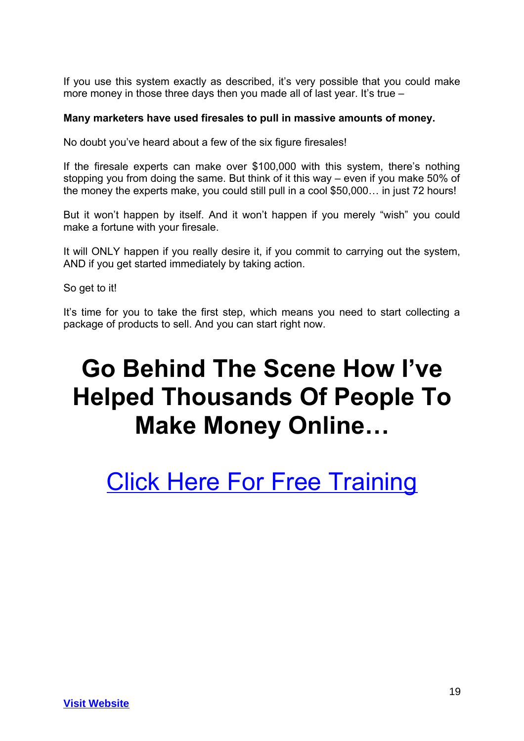If you use this system exactly as described, it's very possible that you could make more money in those three days then you made all of last year. It's true –

**Many marketers have used firesales to pull in massive amounts of money.**

No doubt you've heard about a few of the six figure firesales!

If the firesale experts can make over $100,000 with this system, there's nothing stopping you from doing the same. But think of it this way – even if you make 50% of the money the experts make, you could still pull in a cool $50,000… in just 72 hours!

But it won't happen by itself. And it won't happen if you merely "wish" you could make a fortune with your firesale.

It will ONLY happen if you really desire it, if you commit to carrying out the system, AND if you get started immediately by taking action.

So get to it!

It's time for you to take the first step, which means you need to start collecting a package of products to sell. And you can start right now.

# Go Behind The Scene How I've Helped Thousands Of People To Make Money Online…

## Click Here For Free Training

**Visit Website**